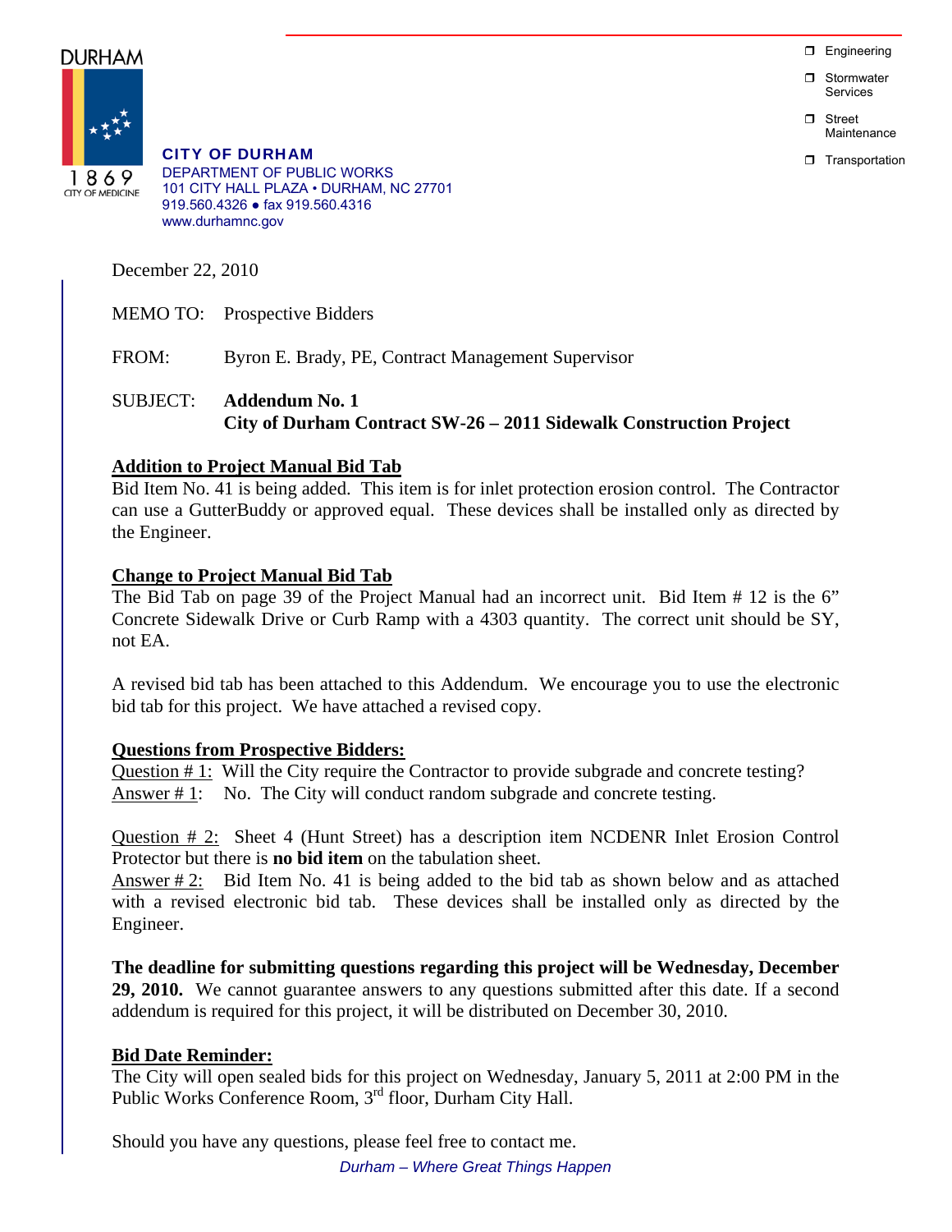**DURHAM**

1869
CITY OF MEDICINE

**CITY OF DURHAM**
DEPARTMENT OF PUBLIC WORKS
101 CITY HALL PLAZA • DURHAM, NC 27701
919.560.4326 ● fax 919.560.4316
www.durhamnc.gov

- ❐ Engineering
- ❐ Stormwater Services
- ❐ Street Maintenance
- ❐ Transportation

December 22, 2010

MEMO TO: Prospective Bidders

FROM: Byron E. Brady, PE, Contract Management Supervisor

SUBJECT: **Addendum No. 1**
**City of Durham Contract SW-26 – 2011 Sidewalk Construction Project**

## Addition to Project Manual Bid Tab

Bid Item No. 41 is being added. This item is for inlet protection erosion control. The Contractor can use a GutterBuddy or approved equal. These devices shall be installed only as directed by the Engineer.

## Change to Project Manual Bid Tab

The Bid Tab on page 39 of the Project Manual had an incorrect unit. Bid Item # 12 is the 6" Concrete Sidewalk Drive or Curb Ramp with a 4303 quantity. The correct unit should be SY, not EA.

A revised bid tab has been attached to this Addendum. We encourage you to use the electronic bid tab for this project. We have attached a revised copy.

## Questions from Prospective Bidders:

Question # 1: Will the City require the Contractor to provide subgrade and concrete testing?
Answer # 1: No. The City will conduct random subgrade and concrete testing.

Question # 2: Sheet 4 (Hunt Street) has a description item NCDENR Inlet Erosion Control Protector but there is **no bid item** on the tabulation sheet.
Answer # 2: Bid Item No. 41 is being added to the bid tab as shown below and as attached with a revised electronic bid tab. These devices shall be installed only as directed by the Engineer.

**The deadline for submitting questions regarding this project will be Wednesday, December 29, 2010.** We cannot guarantee answers to any questions submitted after this date. If a second addendum is required for this project, it will be distributed on December 30, 2010.

## Bid Date Reminder:

The City will open sealed bids for this project on Wednesday, January 5, 2011 at 2:00 PM in the Public Works Conference Room, 3rd floor, Durham City Hall.

Should you have any questions, please feel free to contact me.

*Durham – Where Great Things Happen*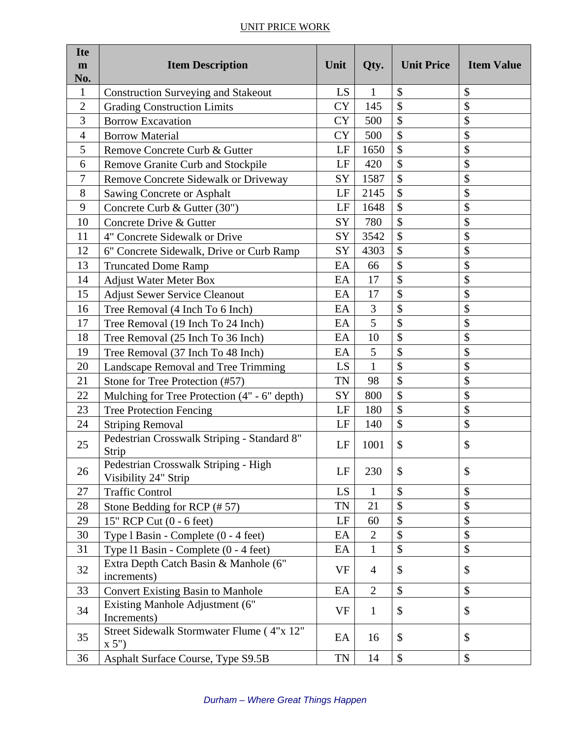UNIT PRICE WORK

| Item No. | Item Description | Unit | Qty. | Unit Price | Item Value |
|---|---|---|---|---|---|
| 1 | Construction Surveying and Stakeout | LS | 1 | $ | $ |
| 2 | Grading Construction Limits | CY | 145 | $ | $ |
| 3 | Borrow Excavation | CY | 500 | $ | $ |
| 4 | Borrow Material | CY | 500 | $ | $ |
| 5 | Remove Concrete Curb & Gutter | LF | 1650 | $ | $ |
| 6 | Remove Granite Curb and Stockpile | LF | 420 | $ | $ |
| 7 | Remove Concrete Sidewalk or Driveway | SY | 1587 | $ | $ |
| 8 | Sawing Concrete or Asphalt | LF | 2145 | $ | $ |
| 9 | Concrete Curb & Gutter (30") | LF | 1648 | $ | $ |
| 10 | Concrete Drive & Gutter | SY | 780 | $ | $ |
| 11 | 4" Concrete Sidewalk or Drive | SY | 3542 | $ | $ |
| 12 | 6" Concrete Sidewalk, Drive or Curb Ramp | SY | 4303 | $ | $ |
| 13 | Truncated Dome Ramp | EA | 66 | $ | $ |
| 14 | Adjust Water Meter Box | EA | 17 | $ | $ |
| 15 | Adjust Sewer Service Cleanout | EA | 17 | $ | $ |
| 16 | Tree Removal (4 Inch To 6 Inch) | EA | 3 | $ | $ |
| 17 | Tree Removal (19 Inch To 24 Inch) | EA | 5 | $ | $ |
| 18 | Tree Removal (25 Inch To 36 Inch) | EA | 10 | $ | $ |
| 19 | Tree Removal (37 Inch To 48 Inch) | EA | 5 | $ | $ |
| 20 | Landscape Removal and Tree Trimming | LS | 1 | $ | $ |
| 21 | Stone for Tree Protection (#57) | TN | 98 | $ | $ |
| 22 | Mulching for Tree Protection (4" - 6" depth) | SY | 800 | $ | $ |
| 23 | Tree Protection Fencing | LF | 180 | $ | $ |
| 24 | Striping Removal | LF | 140 | $ | $ |
| 25 | Pedestrian Crosswalk Striping - Standard 8" Strip | LF | 1001 | $ | $ |
| 26 | Pedestrian Crosswalk Striping - High Visibility 24" Strip | LF | 230 | $ | $ |
| 27 | Traffic Control | LS | 1 | $ | $ |
| 28 | Stone Bedding for RCP (# 57) | TN | 21 | $ | $ |
| 29 | 15" RCP Cut (0 - 6 feet) | LF | 60 | $ | $ |
| 30 | Type l Basin - Complete (0 - 4 feet) | EA | 2 | $ | $ |
| 31 | Type l1 Basin - Complete (0 - 4 feet) | EA | 1 | $ | $ |
| 32 | Extra Depth Catch Basin & Manhole (6" increments) | VF | 4 | $ | $ |
| 33 | Convert Existing Basin to Manhole | EA | 2 | $ | $ |
| 34 | Existing Manhole Adjustment (6" Increments) | VF | 1 | $ | $ |
| 35 | Street Sidewalk Stormwater Flume ( 4"x 12" x 5") | EA | 16 | $ | $ |
| 36 | Asphalt Surface Course, Type S9.5B | TN | 14 | $ | $ |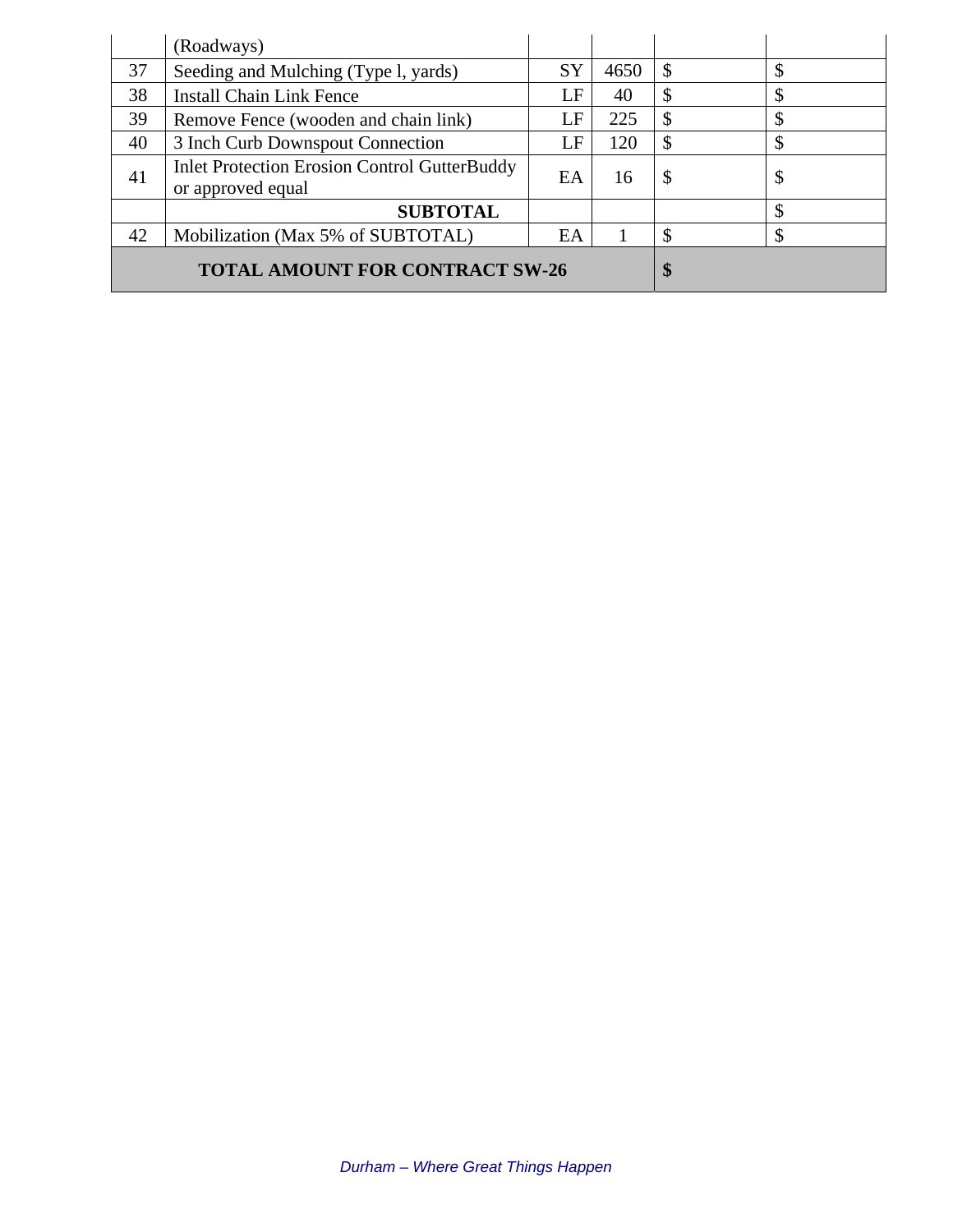| | | | | | |
|---|---|---|---|---|---|
| | (Roadways) | | | | |
| 37 | Seeding and Mulching (Type l, yards) | SY | 4650 | $ | $ |
| 38 | Install Chain Link Fence | LF | 40 | $ | $ |
| 39 | Remove Fence (wooden and chain link) | LF | 225 | $ | $ |
| 40 | 3 Inch Curb Downspout Connection | LF | 120 | $ | $ |
| 41 | Inlet Protection Erosion Control GutterBuddy or approved equal | EA | 16 | $ | $ |
| | **SUBTOTAL** | | | | $ |
| 42 | Mobilization (Max 5% of SUBTOTAL) | EA | 1 | $ | $ |
| **TOTAL AMOUNT FOR CONTRACT SW-26** | | | | **$** | |

*Durham – Where Great Things Happen*